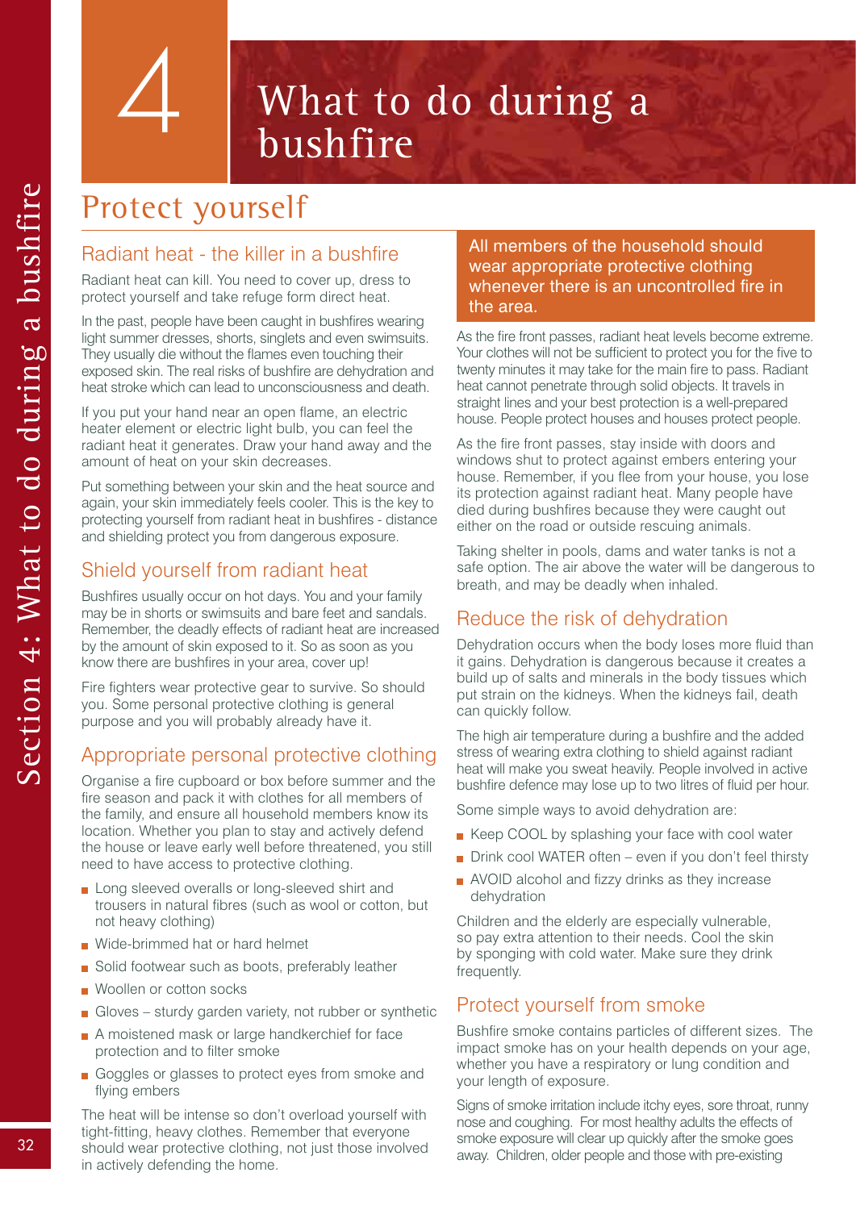# 4 What to do during a bushfire

## Protect yourself

### Radiant heat - the killer in a bushfire

Radiant heat can kill. You need to cover up, dress to protect yourself and take refuge form direct heat.

In the past, people have been caught in bushfires wearing light summer dresses, shorts, singlets and even swimsuits. They usually die without the flames even touching their exposed skin. The real risks of bushfire are dehydration and heat stroke which can lead to unconsciousness and death.

If you put your hand near an open flame, an electric heater element or electric light bulb, you can feel the radiant heat it generates. Draw your hand away and the amount of heat on your skin decreases.

Put something between your skin and the heat source and again, your skin immediately feels cooler. This is the key to protecting yourself from radiant heat in bushfires - distance and shielding protect you from dangerous exposure.

### Shield yourself from radiant heat

Bushfires usually occur on hot days. You and your family may be in shorts or swimsuits and bare feet and sandals. Remember, the deadly effects of radiant heat are increased by the amount of skin exposed to it. So as soon as you know there are bushfires in your area, cover up!

Fire fighters wear protective gear to survive. So should you. Some personal protective clothing is general purpose and you will probably already have it.

### Appropriate personal protective clothing

Organise a fire cupboard or box before summer and the fire season and pack it with clothes for all members of the family, and ensure all household members know its location. Whether you plan to stay and actively defend the house or leave early well before threatened, you still need to have access to protective clothing.

- Long sleeved overalls or long-sleeved shirt and trousers in natural fibres (such as wool or cotton, but not heavy clothing)
- Wide-brimmed hat or hard helmet
- Solid footwear such as boots, preferably leather
- Woollen or cotton socks
- Gloves – sturdy garden variety, not rubber or synthetic
- A moistened mask or large handkerchief for face protection and to filter smoke
- Goggles or glasses to protect eyes from smoke and flying embers

The heat will be intense so don't overload yourself with tight-fitting, heavy clothes. Remember that everyone should wear protective clothing, not just those involved in actively defending the home.

**All members of the household should wear appropriate protective clothing whenever there is an uncontrolled fire in the area.**

As the fire front passes, radiant heat levels become extreme. Your clothes will not be sufficient to protect you for the five to twenty minutes it may take for the main fire to pass. Radiant heat cannot penetrate through solid objects. It travels in straight lines and your best protection is a well-prepared house. People protect houses and houses protect people.

As the fire front passes, stay inside with doors and windows shut to protect against embers entering your house. Remember, if you flee from your house, you lose its protection against radiant heat. Many people have died during bushfires because they were caught out either on the road or outside rescuing animals.

Taking shelter in pools, dams and water tanks is not a safe option. The air above the water will be dangerous to breath, and may be deadly when inhaled.

### Reduce the risk of dehydration

Dehydration occurs when the body loses more fluid than it gains. Dehydration is dangerous because it creates a build up of salts and minerals in the body tissues which put strain on the kidneys. When the kidneys fail, death can quickly follow.

The high air temperature during a bushfire and the added stress of wearing extra clothing to shield against radiant heat will make you sweat heavily. People involved in active bushfire defence may lose up to two litres of fluid per hour.

Some simple ways to avoid dehydration are:

- Keep COOL by splashing your face with cool water
- Drink cool WATER often – even if you don't feel thirsty
- AVOID alcohol and fizzy drinks as they increase dehydration

Children and the elderly are especially vulnerable, so pay extra attention to their needs. Cool the skin by sponging with cold water. Make sure they drink frequently.

### Protect yourself from smoke

Bushfire smoke contains particles of different sizes. The impact smoke has on your health depends on your age, whether you have a respiratory or lung condition and your length of exposure.

Signs of smoke irritation include itchy eyes, sore throat, runny nose and coughing. For most healthy adults the effects of smoke exposure will clear up quickly after the smoke goes away. Children, older people and those with pre-existing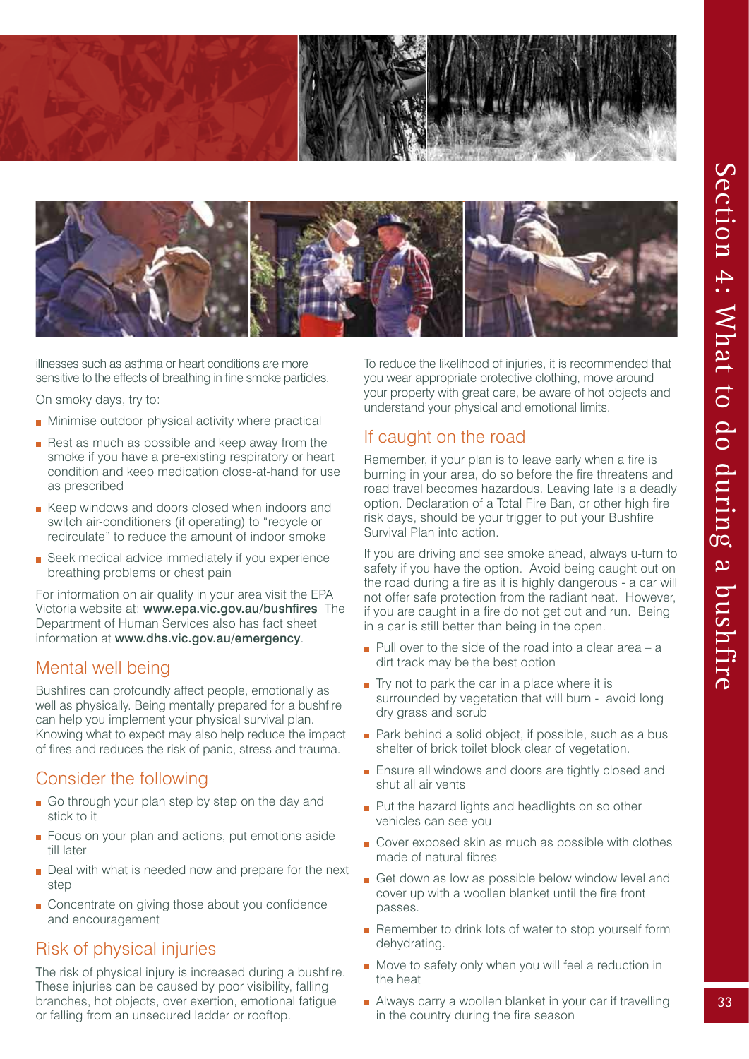illnesses such as asthma or heart conditions are more sensitive to the effects of breathing in fine smoke particles.

On smoky days, try to:

- Minimise outdoor physical activity where practical
- Rest as much as possible and keep away from the smoke if you have a pre-existing respiratory or heart condition and keep medication close-at-hand for use as prescribed
- Keep windows and doors closed when indoors and switch air-conditioners (if operating) to "recycle or recirculate" to reduce the amount of indoor smoke
- Seek medical advice immediately if you experience breathing problems or chest pain

For information on air quality in your area visit the EPA Victoria website at: **www.epa.vic.gov.au/bushfires** The Department of Human Services also has fact sheet information at **www.dhs.vic.gov.au/emergency**.

## Mental well being

Bushfires can profoundly affect people, emotionally as well as physically. Being mentally prepared for a bushfire can help you implement your physical survival plan. Knowing what to expect may also help reduce the impact of fires and reduces the risk of panic, stress and trauma.

## Consider the following

- Go through your plan step by step on the day and stick to it
- Focus on your plan and actions, put emotions aside till later
- Deal with what is needed now and prepare for the next step
- Concentrate on giving those about you confidence and encouragement

## Risk of physical injuries

The risk of physical injury is increased during a bushfire. These injuries can be caused by poor visibility, falling branches, hot objects, over exertion, emotional fatigue or falling from an unsecured ladder or rooftop.

To reduce the likelihood of injuries, it is recommended that you wear appropriate protective clothing, move around your property with great care, be aware of hot objects and understand your physical and emotional limits.

## If caught on the road

Remember, if your plan is to leave early when a fire is burning in your area, do so before the fire threatens and road travel becomes hazardous. Leaving late is a deadly option. Declaration of a Total Fire Ban, or other high fire risk days, should be your trigger to put your Bushfire Survival Plan into action.

If you are driving and see smoke ahead, always u-turn to safety if you have the option. Avoid being caught out on the road during a fire as it is highly dangerous - a car will not offer safe protection from the radiant heat. However, if you are caught in a fire do not get out and run. Being in a car is still better than being in the open.

- Pull over to the side of the road into a clear area – a dirt track may be the best option
- Try not to park the car in a place where it is surrounded by vegetation that will burn - avoid long dry grass and scrub
- Park behind a solid object, if possible, such as a bus shelter of brick toilet block clear of vegetation.
- Ensure all windows and doors are tightly closed and shut all air vents
- Put the hazard lights and headlights on so other vehicles can see you
- Cover exposed skin as much as possible with clothes made of natural fibres
- Get down as low as possible below window level and cover up with a woollen blanket until the fire front passes.
- Remember to drink lots of water to stop yourself form dehydrating.
- Move to safety only when you will feel a reduction in the heat
- Always carry a woollen blanket in your car if travelling in the country during the fire season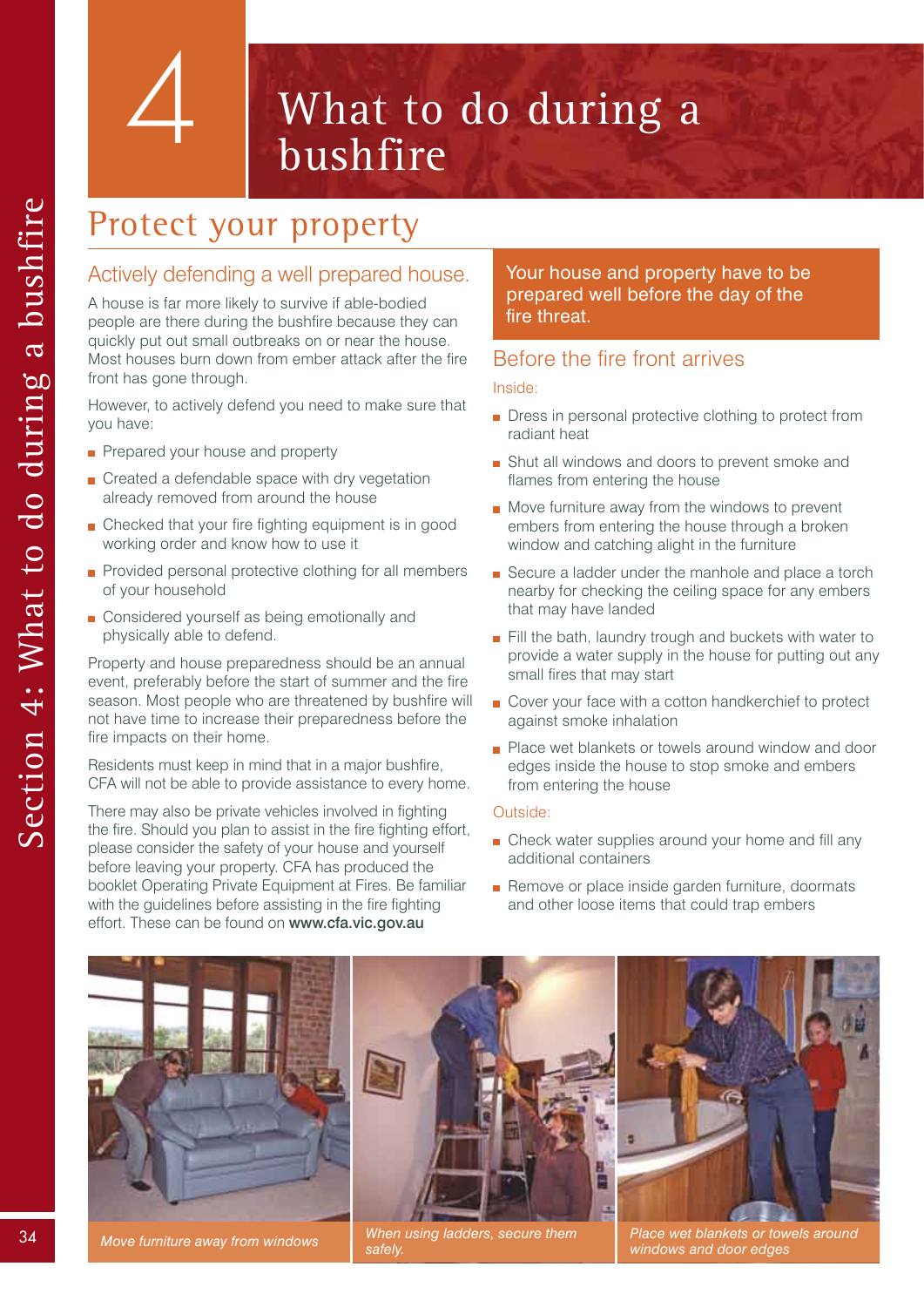# 4 What to do during a bushfire

## Protect your property

### Actively defending a well prepared house.

A house is far more likely to survive if able-bodied people are there during the bushfire because they can quickly put out small outbreaks on or near the house. Most houses burn down from ember attack after the fire front has gone through.

However, to actively defend you need to make sure that you have:

- Prepared your house and property
- Created a defendable space with dry vegetation already removed from around the house
- Checked that your fire fighting equipment is in good working order and know how to use it
- Provided personal protective clothing for all members of your household
- Considered yourself as being emotionally and physically able to defend.

Property and house preparedness should be an annual event, preferably before the start of summer and the fire season. Most people who are threatened by bushfire will not have time to increase their preparedness before the fire impacts on their home.

Residents must keep in mind that in a major bushfire, CFA will not be able to provide assistance to every home.

There may also be private vehicles involved in fighting the fire. Should you plan to assist in the fire fighting effort, please consider the safety of your house and yourself before leaving your property. CFA has produced the booklet Operating Private Equipment at Fires. Be familiar with the guidelines before assisting in the fire fighting effort. These can be found on **www.cfa.vic.gov.au**

Your house and property have to be prepared well before the day of the fire threat.

### Before the fire front arrives

Inside:

- Dress in personal protective clothing to protect from radiant heat
- Shut all windows and doors to prevent smoke and flames from entering the house
- Move furniture away from the windows to prevent embers from entering the house through a broken window and catching alight in the furniture
- Secure a ladder under the manhole and place a torch nearby for checking the ceiling space for any embers that may have landed
- Fill the bath, laundry trough and buckets with water to provide a water supply in the house for putting out any small fires that may start
- Cover your face with a cotton handkerchief to protect against smoke inhalation
- Place wet blankets or towels around window and door edges inside the house to stop smoke and embers from entering the house

Outside:

- Check water supplies around your home and fill any additional containers
- Remove or place inside garden furniture, doormats and other loose items that could trap embers

*Move furniture away from windows*

*When using ladders, secure them safely.*

*Place wet blankets or towels around windows and door edges*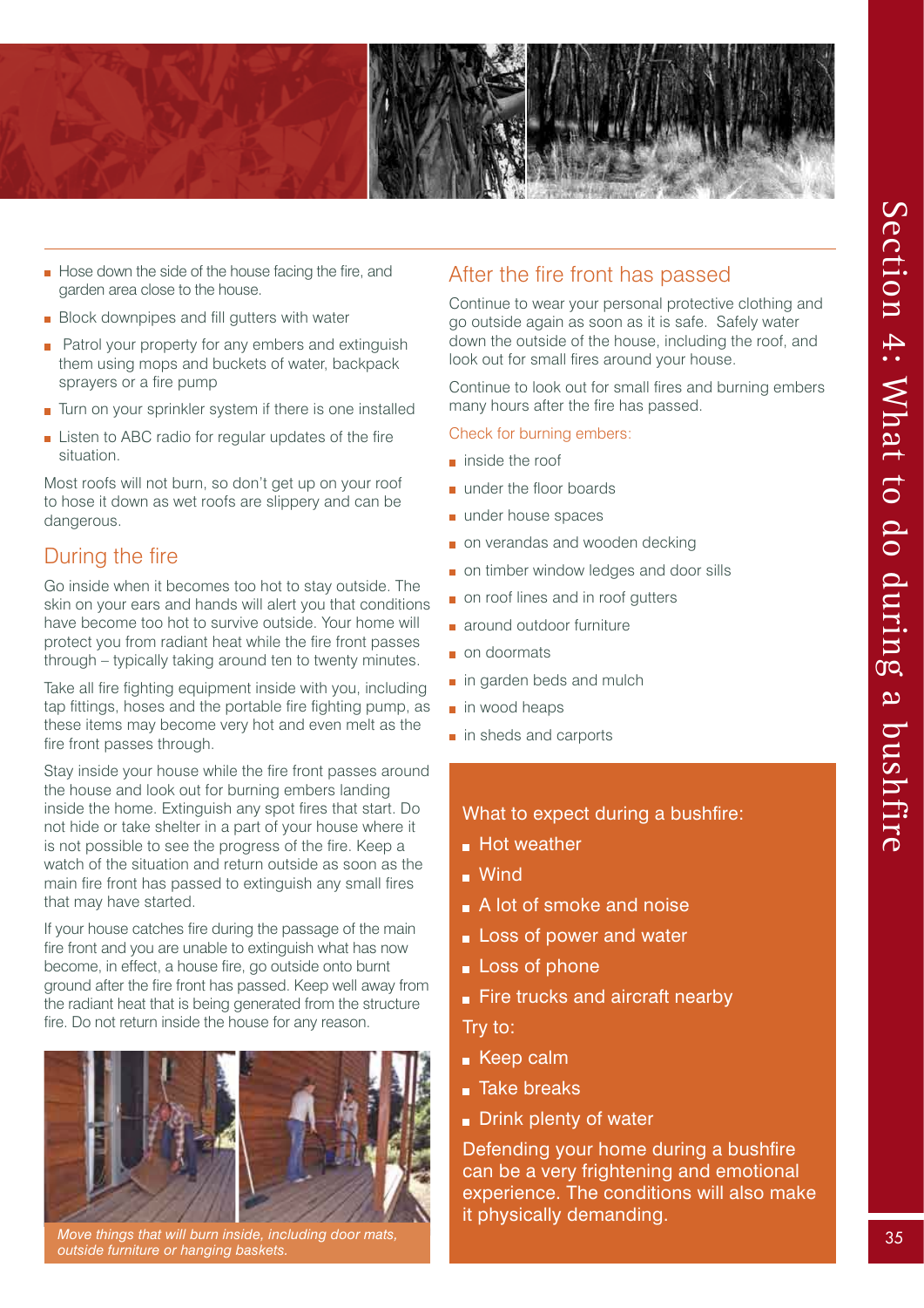- Hose down the side of the house facing the fire, and garden area close to the house.
- Block downpipes and fill gutters with water
- Patrol your property for any embers and extinguish them using mops and buckets of water, backpack sprayers or a fire pump
- Turn on your sprinkler system if there is one installed
- Listen to ABC radio for regular updates of the fire situation.

Most roofs will not burn, so don't get up on your roof to hose it down as wet roofs are slippery and can be dangerous.

## During the fire

Go inside when it becomes too hot to stay outside. The skin on your ears and hands will alert you that conditions have become too hot to survive outside. Your home will protect you from radiant heat while the fire front passes through – typically taking around ten to twenty minutes.

Take all fire fighting equipment inside with you, including tap fittings, hoses and the portable fire fighting pump, as these items may become very hot and even melt as the fire front passes through.

Stay inside your house while the fire front passes around the house and look out for burning embers landing inside the home. Extinguish any spot fires that start. Do not hide or take shelter in a part of your house where it is not possible to see the progress of the fire. Keep a watch of the situation and return outside as soon as the main fire front has passed to extinguish any small fires that may have started.

If your house catches fire during the passage of the main fire front and you are unable to extinguish what has now become, in effect, a house fire, go outside onto burnt ground after the fire front has passed. Keep well away from the radiant heat that is being generated from the structure fire. Do not return inside the house for any reason.

*Move things that will burn inside, including door mats, outside furniture or hanging baskets.*

## After the fire front has passed

Continue to wear your personal protective clothing and go outside again as soon as it is safe. Safely water down the outside of the house, including the roof, and look out for small fires around your house.

Continue to look out for small fires and burning embers many hours after the fire has passed.

Check for burning embers:

- inside the roof
- under the floor boards
- under house spaces
- on verandas and wooden decking
- on timber window ledges and door sills
- on roof lines and in roof gutters
- around outdoor furniture
- on doormats
- in garden beds and mulch
- in wood heaps
- in sheds and carports

What to expect during a bushfire:

- Hot weather
- Wind
- A lot of smoke and noise
- Loss of power and water
- Loss of phone
- Fire trucks and aircraft nearby

Try to:

- Keep calm
- Take breaks
- Drink plenty of water

Defending your home during a bushfire can be a very frightening and emotional experience. The conditions will also make it physically demanding.